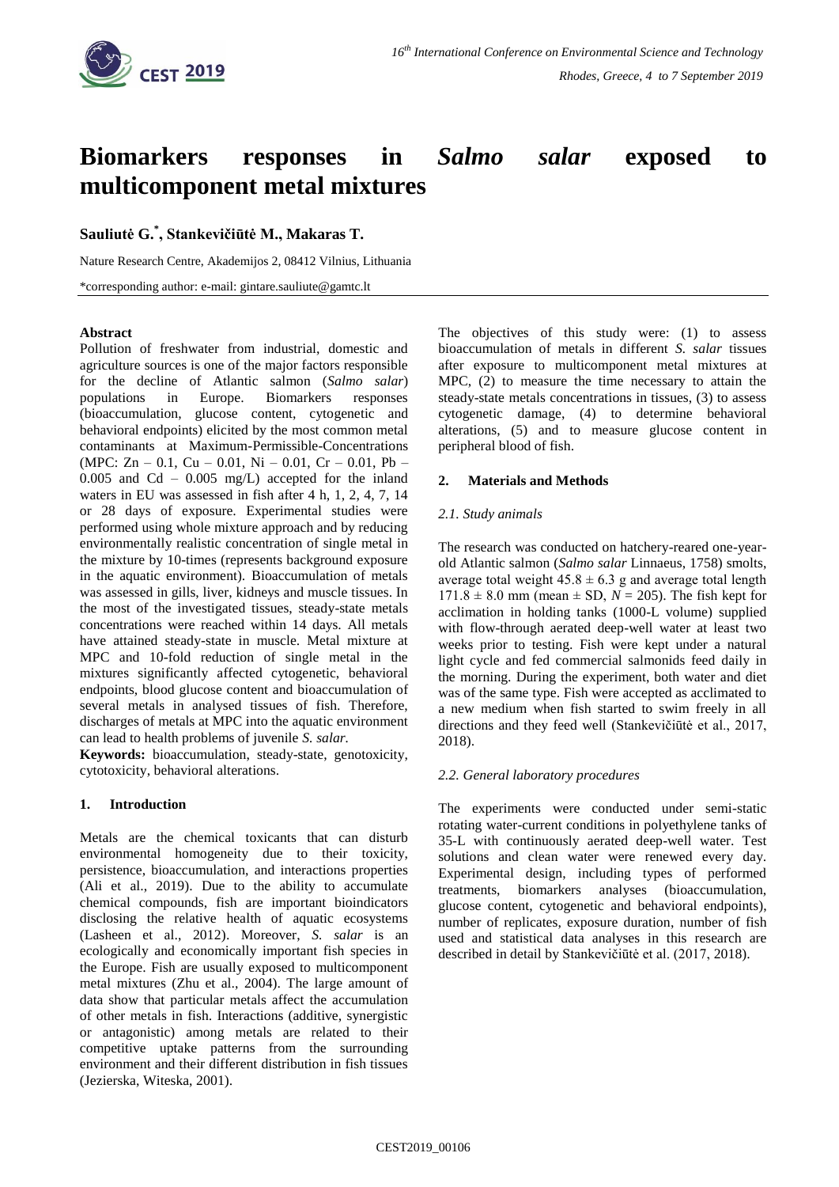# Biomarkers responses in *Salmo salar* exposed to multicomponent metal mixtures

**Sauliutė G.*, Stankevičiūtė M., Makaras T.**

Nature Research Centre, Akademijos 2, 08412 Vilnius, Lithuania

*corresponding author: e-mail: gintare.sauliute@gamtc.lt

**Abstract**

Pollution of freshwater from industrial, domestic and agriculture sources is one of the major factors responsible for the decline of Atlantic salmon (*Salmo salar*) populations in Europe. Biomarkers responses (bioaccumulation, glucose content, cytogenetic and behavioral endpoints) elicited by the most common metal contaminants at Maximum-Permissible-Concentrations (MPC: Zn – 0.1, Cu – 0.01, Ni – 0.01, Cr – 0.01, Pb – 0.005 and Cd – 0.005 mg/L) accepted for the inland waters in EU was assessed in fish after 4 h, 1, 2, 4, 7, 14 or 28 days of exposure. Experimental studies were performed using whole mixture approach and by reducing environmentally realistic concentration of single metal in the mixture by 10-times (represents background exposure in the aquatic environment). Bioaccumulation of metals was assessed in gills, liver, kidneys and muscle tissues. In the most of the investigated tissues, steady-state metals concentrations were reached within 14 days. All metals have attained steady-state in muscle. Metal mixture at MPC and 10-fold reduction of single metal in the mixtures significantly affected cytogenetic, behavioral endpoints, blood glucose content and bioaccumulation of several metals in analysed tissues of fish. Therefore, discharges of metals at MPC into the aquatic environment can lead to health problems of juvenile *S. salar.*

**Keywords:** bioaccumulation, steady-state, genotoxicity, cytotoxicity, behavioral alterations.

## 1. Introduction

Metals are the chemical toxicants that can disturb environmental homogeneity due to their toxicity, persistence, bioaccumulation, and interactions properties (Ali et al., 2019). Due to the ability to accumulate chemical compounds, fish are important bioindicators disclosing the relative health of aquatic ecosystems (Lasheen et al., 2012). Moreover, *S. salar* is an ecologically and economically important fish species in the Europe. Fish are usually exposed to multicomponent metal mixtures (Zhu et al., 2004). The large amount of data show that particular metals affect the accumulation of other metals in fish. Interactions (additive, synergistic or antagonistic) among metals are related to their competitive uptake patterns from the surrounding environment and their different distribution in fish tissues (Jezierska, Witeska, 2001).

The objectives of this study were: (1) to assess bioaccumulation of metals in different *S. salar* tissues after exposure to multicomponent metal mixtures at MPC, (2) to measure the time necessary to attain the steady-state metals concentrations in tissues, (3) to assess cytogenetic damage, (4) to determine behavioral alterations, (5) and to measure glucose content in peripheral blood of fish.

## 2. Materials and Methods

### *2.1. Study animals*

The research was conducted on hatchery-reared one-year-old Atlantic salmon (*Salmo salar* Linnaeus, 1758) smolts, average total weight $45.8 \pm 6.3$ g and average total length $171.8 \pm 8.0$ mm (mean ± SD, $N = 205$). The fish kept for acclimation in holding tanks (1000-L volume) supplied with flow-through aerated deep-well water at least two weeks prior to testing. Fish were kept under a natural light cycle and fed commercial salmonids feed daily in the morning. During the experiment, both water and diet was of the same type. Fish were accepted as acclimated to a new medium when fish started to swim freely in all directions and they feed well (Stankevičiūtė et al., 2017, 2018).

### *2.2. General laboratory procedures*

The experiments were conducted under semi-static rotating water-current conditions in polyethylene tanks of 35-L with continuously aerated deep-well water. Test solutions and clean water were renewed every day. Experimental design, including types of performed treatments, biomarkers analyses (bioaccumulation, glucose content, cytogenetic and behavioral endpoints), number of replicates, exposure duration, number of fish used and statistical data analyses in this research are described in detail by Stankevičiūtė et al. (2017, 2018).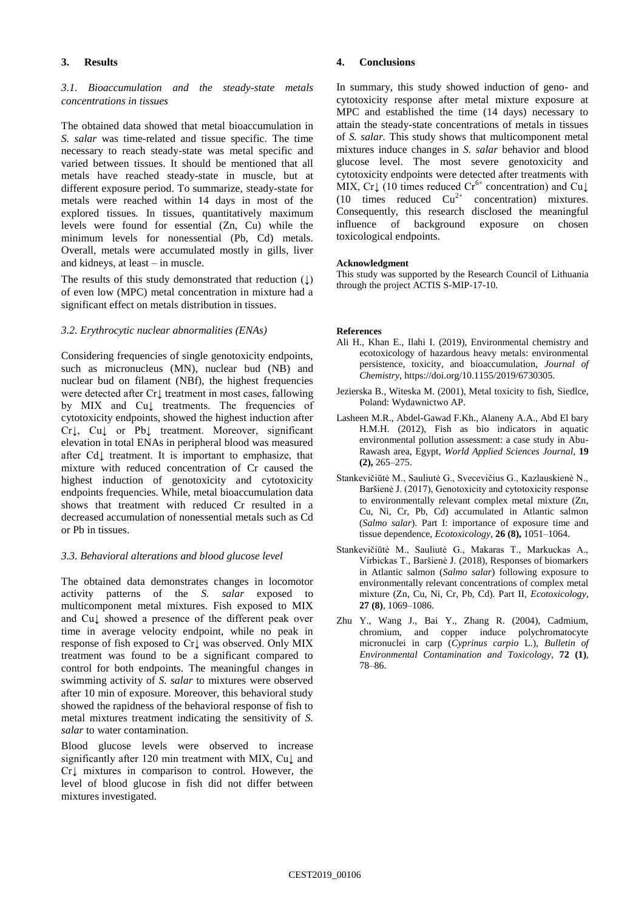## 3. Results

### *3.1. Bioaccumulation and the steady-state metals concentrations in tissues*

The obtained data showed that metal bioaccumulation in *S. salar* was time-related and tissue specific. The time necessary to reach steady-state was metal specific and varied between tissues. It should be mentioned that all metals have reached steady-state in muscle, but at different exposure period. To summarize, steady-state for metals were reached within 14 days in most of the explored tissues. In tissues, quantitatively maximum levels were found for essential (Zn, Cu) while the minimum levels for nonessential (Pb, Cd) metals. Overall, metals were accumulated mostly in gills, liver and kidneys, at least – in muscle.

The results of this study demonstrated that reduction (↓) of even low (MPC) metal concentration in mixture had a significant effect on metals distribution in tissues.

### *3.2. Erythrocytic nuclear abnormalities (ENAs)*

Considering frequencies of single genotoxicity endpoints, such as micronucleus (MN), nuclear bud (NB) and nuclear bud on filament (NBf), the highest frequencies were detected after Cr↓ treatment in most cases, fallowing by MIX and Cu↓ treatments. The frequencies of cytotoxicity endpoints, showed the highest induction after Cr↓, Cu↓ or Pb↓ treatment. Moreover, significant elevation in total ENAs in peripheral blood was measured after Cd↓ treatment. It is important to emphasize, that mixture with reduced concentration of Cr caused the highest induction of genotoxicity and cytotoxicity endpoints frequencies. While, metal bioaccumulation data shows that treatment with reduced Cr resulted in a decreased accumulation of nonessential metals such as Cd or Pb in tissues.

### *3.3. Behavioral alterations and blood glucose level*

The obtained data demonstrates changes in locomotor activity patterns of the *S. salar* exposed to multicomponent metal mixtures. Fish exposed to MIX and Cu↓ showed a presence of the different peak over time in average velocity endpoint, while no peak in response of fish exposed to Cr↓ was observed. Only MIX treatment was found to be a significant compared to control for both endpoints. The meaningful changes in swimming activity of *S. salar* to mixtures were observed after 10 min of exposure. Moreover, this behavioral study showed the rapidness of the behavioral response of fish to metal mixtures treatment indicating the sensitivity of *S. salar* to water contamination.

Blood glucose levels were observed to increase significantly after 120 min treatment with MIX, Cu↓ and Cr↓ mixtures in comparison to control. However, the level of blood glucose in fish did not differ between mixtures investigated.

## 4. Conclusions

In summary, this study showed induction of geno- and cytotoxicity response after metal mixture exposure at MPC and established the time (14 days) necessary to attain the steady-state concentrations of metals in tissues of *S. salar.* This study shows that multicomponent metal mixtures induce changes in *S. salar* behavior and blood glucose level. The most severe genotoxicity and cytotoxicity endpoints were detected after treatments with MIX, Cr↓ (10 times reduced $Cr^{6+}$ concentration) and Cu↓ (10 times reduced $Cu^{2+}$ concentration) mixtures. Consequently, this research disclosed the meaningful influence of background exposure on chosen toxicological endpoints.

**Acknowledgment**

This study was supported by the Research Council of Lithuania through the project ACTIS S-MIP-17-10.

**References**

Ali H., Khan E., Ilahi I. (2019), Environmental chemistry and ecotoxicology of hazardous heavy metals: environmental persistence, toxicity, and bioaccumulation, *Journal of Chemistry*, https://doi.org/10.1155/2019/6730305.

Jezierska B., Witeska M. (2001), Metal toxicity to fish, Siedlce, Poland: Wydawnictwo AP.

Lasheen M.R., Abdel-Gawad F.Kh., Alaneny A.A., Abd El bary H.M.H. (2012), Fish as bio indicators in aquatic environmental pollution assessment: a case study in Abu-Rawash area, Egypt, *World Applied Sciences Journal,* **19 (2),** 265–275.

Stankevičiūtė M., Sauliutė G., Svecevičius G., Kazlauskienė N., Baršienė J. (2017), Genotoxicity and cytotoxicity response to environmentally relevant complex metal mixture (Zn, Cu, Ni, Cr, Pb, Cd) accumulated in Atlantic salmon (*Salmo salar*). Part I: importance of exposure time and tissue dependence, *Ecotoxicology,* **26 (8),** 1051–1064.

Stankevičiūtė M., Sauliutė G., Makaras T., Markuckas A., Virbickas T., Baršienė J. (2018), Responses of biomarkers in Atlantic salmon (*Salmo salar*) following exposure to environmentally relevant concentrations of complex metal mixture (Zn, Cu, Ni, Cr, Pb, Cd). Part II, *Ecotoxicology,* **27 (8)**, 1069–1086.

Zhu Y., Wang J., Bai Y., Zhang R. (2004), Cadmium, chromium, and copper induce polychromatocyte micronuclei in carp (*Cyprinus carpio* L.), *Bulletin of Environmental Contamination and Toxicology,* **72 (1)**, 78–86.